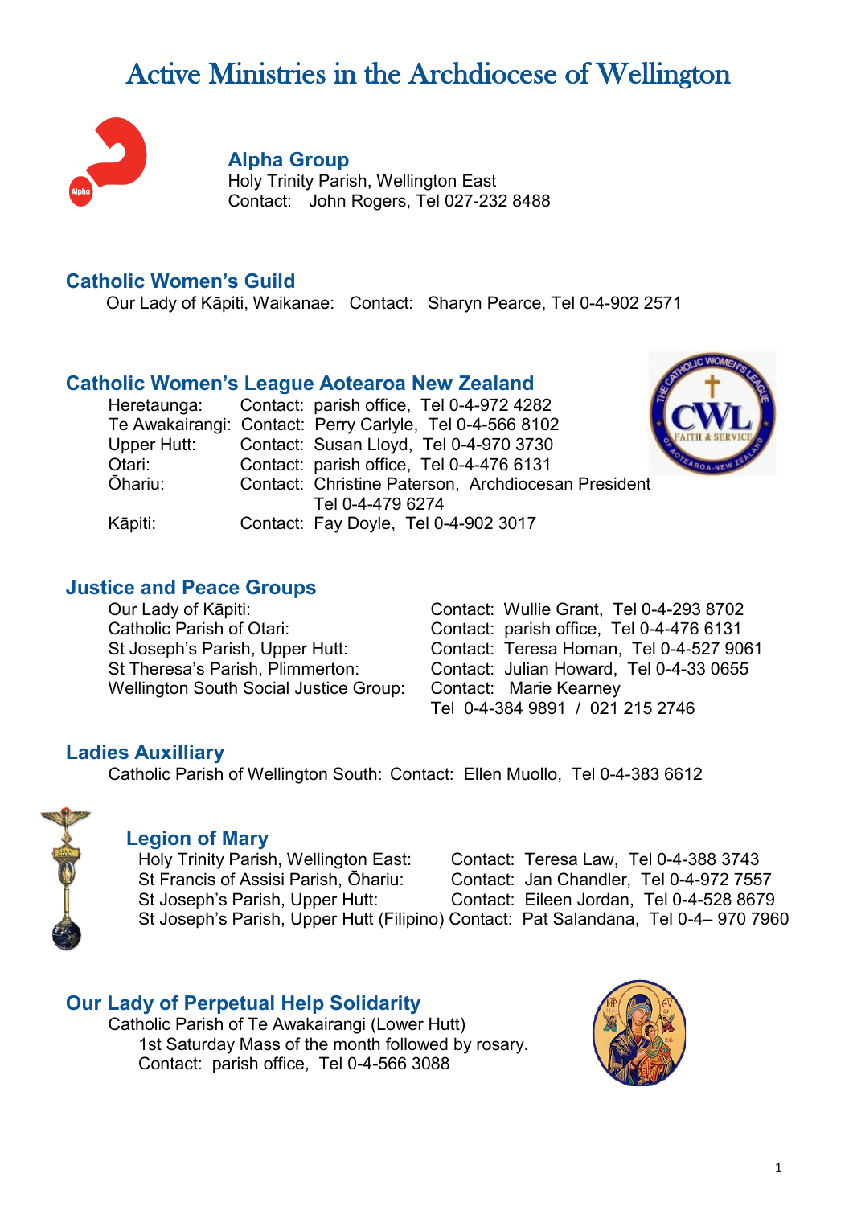# Active Ministries in the Archdiocese of Wellington

## Alpha Group

Holy Trinity Parish, Wellington East
Contact: John Rogers, Tel 027-232 8488

## Catholic Women's Guild

Our Lady of Kāpiti, Waikanae: Contact: Sharyn Pearce, Tel 0-4-902 2571

## Catholic Women's League Aotearoa New Zealand

Heretaunga: Contact: parish office, Tel 0-4-972 4282
Te Awakairangi: Contact: Perry Carlyle, Tel 0-4-566 8102
Upper Hutt: Contact: Susan Lloyd, Tel 0-4-970 3730
Otari: Contact: parish office, Tel 0-4-476 6131
Ōhariu: Contact: Christine Paterson, Archdiocesan President Tel 0-4-479 6274
Kāpiti: Contact: Fay Doyle, Tel 0-4-902 3017

## Justice and Peace Groups

Our Lady of Kāpiti: Contact: Wullie Grant, Tel 0-4-293 8702
Catholic Parish of Otari: Contact: parish office, Tel 0-4-476 6131
St Joseph's Parish, Upper Hutt: Contact: Teresa Homan, Tel 0-4-527 9061
St Theresa's Parish, Plimmerton: Contact: Julian Howard, Tel 0-4-33 0655
Wellington South Social Justice Group: Contact: Marie Kearney Tel 0-4-384 9891 / 021 215 2746

## Ladies Auxilliary

Catholic Parish of Wellington South: Contact: Ellen Muollo, Tel 0-4-383 6612

## Legion of Mary

Holy Trinity Parish, Wellington East: Contact: Teresa Law, Tel 0-4-388 3743
St Francis of Assisi Parish, Ōhariu: Contact: Jan Chandler, Tel 0-4-972 7557
St Joseph's Parish, Upper Hutt: Contact: Eileen Jordan, Tel 0-4-528 8679
St Joseph's Parish, Upper Hutt (Filipino) Contact: Pat Salandana, Tel 0-4– 970 7960

## Our Lady of Perpetual Help Solidarity

Catholic Parish of Te Awakairangi (Lower Hutt)
1st Saturday Mass of the month followed by rosary.
Contact: parish office, Tel 0-4-566 3088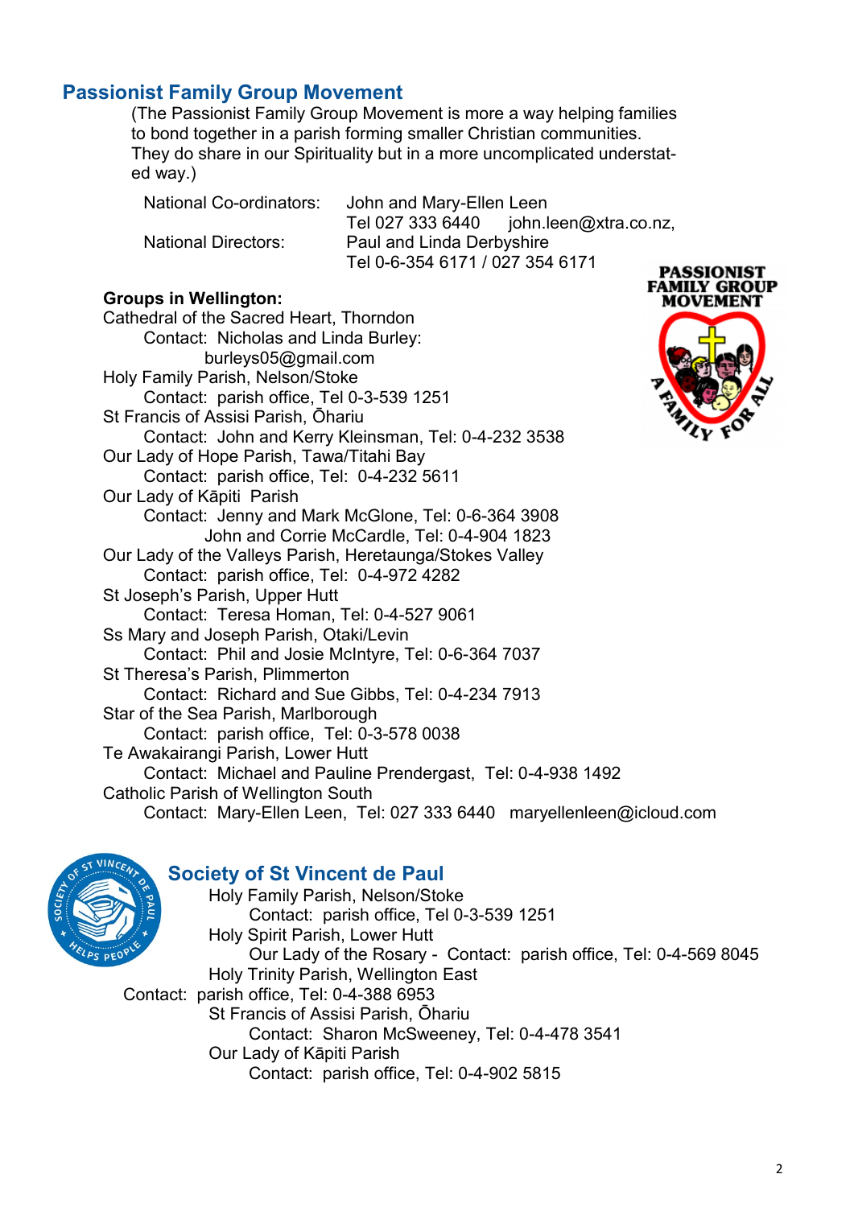## Passionist Family Group Movement

(The Passionist Family Group Movement is more a way helping families to bond together in a parish forming smaller Christian communities. They do share in our Spirituality but in a more uncomplicated understated way.)

National Co-ordinators: John and Mary-Ellen Leen
Tel 027 333 6440 john.leen@xtra.co.nz,

National Directors: Paul and Linda Derbyshire
Tel 0-6-354 6171 / 027 354 6171

**Groups in Wellington:**

Cathedral of the Sacred Heart, Thorndon
Contact: Nicholas and Linda Burley:
burleys05@gmail.com

Holy Family Parish, Nelson/Stoke
Contact: parish office, Tel 0-3-539 1251

St Francis of Assisi Parish, Ōhariu
Contact: John and Kerry Kleinsman, Tel: 0-4-232 3538

Our Lady of Hope Parish, Tawa/Titahi Bay
Contact: parish office, Tel: 0-4-232 5611

Our Lady of Kāpiti Parish
Contact: Jenny and Mark McGlone, Tel: 0-6-364 3908
John and Corrie McCardle, Tel: 0-4-904 1823

Our Lady of the Valleys Parish, Heretaunga/Stokes Valley
Contact: parish office, Tel: 0-4-972 4282

St Joseph's Parish, Upper Hutt
Contact: Teresa Homan, Tel: 0-4-527 9061

Ss Mary and Joseph Parish, Otaki/Levin
Contact: Phil and Josie McIntyre, Tel: 0-6-364 7037

St Theresa's Parish, Plimmerton
Contact: Richard and Sue Gibbs, Tel: 0-4-234 7913

Star of the Sea Parish, Marlborough
Contact: parish office, Tel: 0-3-578 0038

Te Awakairangi Parish, Lower Hutt
Contact: Michael and Pauline Prendergast, Tel: 0-4-938 1492

Catholic Parish of Wellington South
Contact: Mary-Ellen Leen, Tel: 027 333 6440 maryellenleen@icloud.com

## Society of St Vincent de Paul

Holy Family Parish, Nelson/Stoke
Contact: parish office, Tel 0-3-539 1251

Holy Spirit Parish, Lower Hutt
Our Lady of the Rosary - Contact: parish office, Tel: 0-4-569 8045

Holy Trinity Parish, Wellington East
Contact: parish office, Tel: 0-4-388 6953

St Francis of Assisi Parish, Ōhariu
Contact: Sharon McSweeney, Tel: 0-4-478 3541

Our Lady of Kāpiti Parish
Contact: parish office, Tel: 0-4-902 5815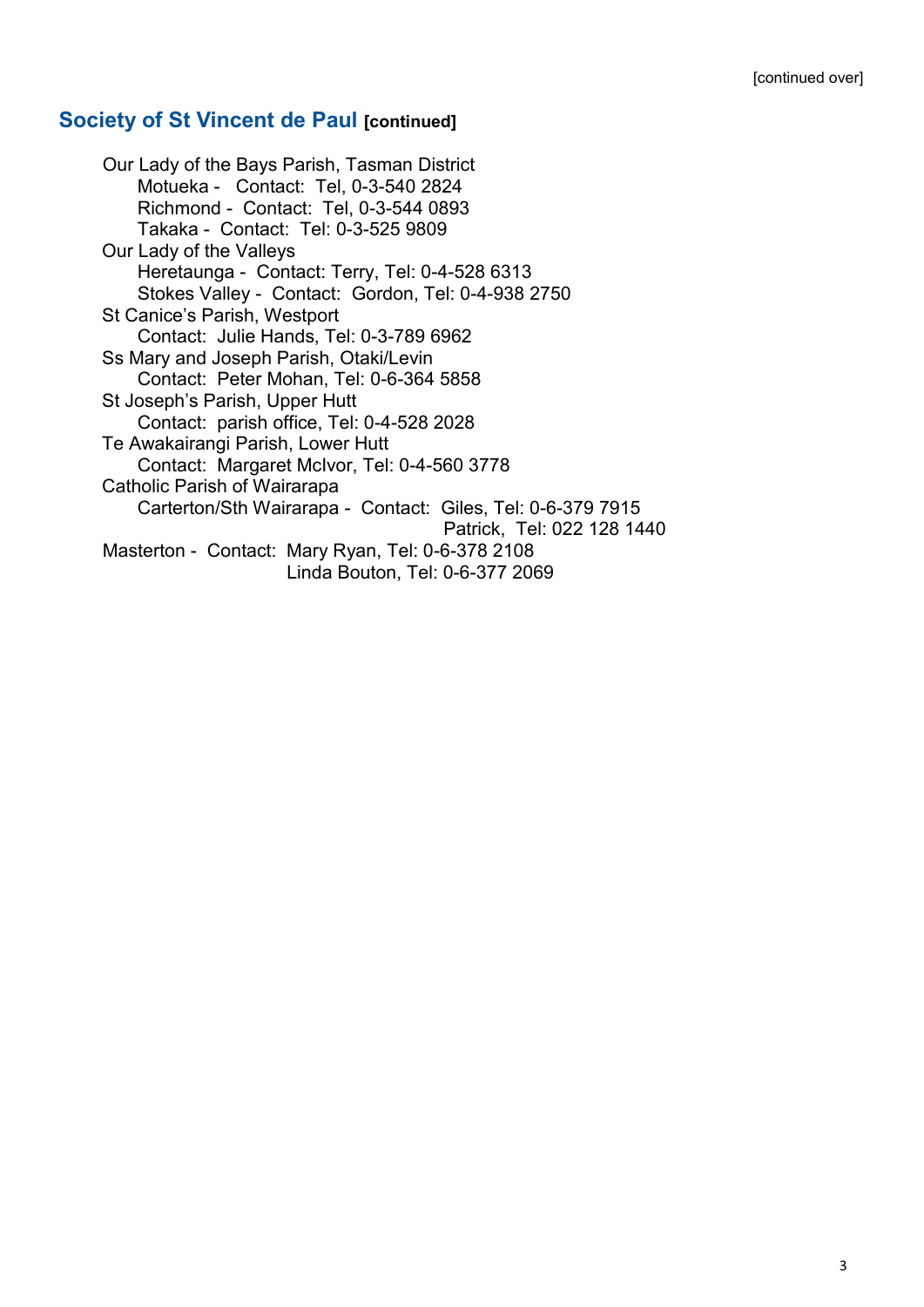[continued over]

## Society of St Vincent de Paul **[continued]**

Our Lady of the Bays Parish, Tasman District
- Motueka - Contact: Tel, 0-3-540 2824
- Richmond - Contact: Tel, 0-3-544 0893
- Takaka - Contact: Tel: 0-3-525 9809

Our Lady of the Valleys
- Heretaunga - Contact: Terry, Tel: 0-4-528 6313
- Stokes Valley - Contact: Gordon, Tel: 0-4-938 2750

St Canice's Parish, Westport
- Contact: Julie Hands, Tel: 0-3-789 6962

Ss Mary and Joseph Parish, Otaki/Levin
- Contact: Peter Mohan, Tel: 0-6-364 5858

St Joseph's Parish, Upper Hutt
- Contact: parish office, Tel: 0-4-528 2028

Te Awakairangi Parish, Lower Hutt
- Contact: Margaret McIvor, Tel: 0-4-560 3778

Catholic Parish of Wairarapa
- Carterton/Sth Wairarapa - Contact: Giles, Tel: 0-6-379 7915
  Patrick, Tel: 022 128 1440

Masterton - Contact: Mary Ryan, Tel: 0-6-378 2108
Linda Bouton, Tel: 0-6-377 2069